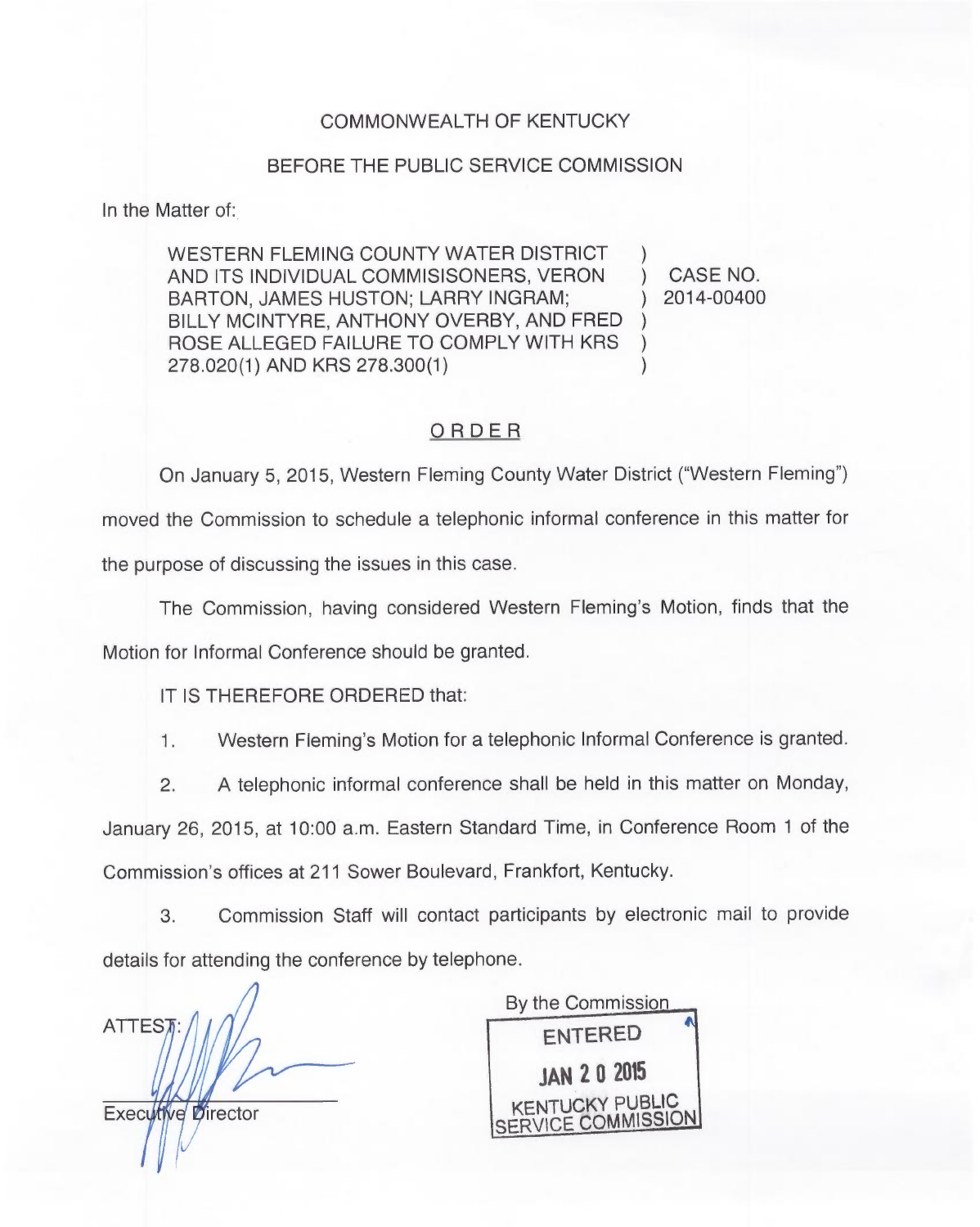COMMONWEALTH OF KENTUCKY

BEFORE THE PUBLIC SERVICE COMMISSION

In the Matter of:

| | | |
|---|---|---|
| WESTERN FLEMING COUNTY WATER DISTRICT AND ITS INDIVIDUAL COMMISISONERS, VERON BARTON, JAMES HUSTON; LARRY INGRAM; BILLY MCINTYRE, ANTHONY OVERBY, AND FRED ROSE ALLEGED FAILURE TO COMPLY WITH KRS 278.020(1) AND KRS 278.300(1) | ) | CASE NO. 2014-00400 |

## ORDER

On January 5, 2015, Western Fleming County Water District ("Western Fleming") moved the Commission to schedule a telephonic informal conference in this matter for the purpose of discussing the issues in this case.

The Commission, having considered Western Fleming's Motion, finds that the Motion for Informal Conference should be granted.

IT IS THEREFORE ORDERED that:

1. Western Fleming's Motion for a telephonic Informal Conference is granted.

2. A telephonic informal conference shall be held in this matter on Monday, January 26, 2015, at 10:00 a.m. Eastern Standard Time, in Conference Room 1 of the Commission's offices at 211 Sower Boulevard, Frankfort, Kentucky.

3. Commission Staff will contact participants by electronic mail to provide details for attending the conference by telephone.

By the Commission

ENTERED

JAN 20 2015

KENTUCKY PUBLIC SERVICE COMMISSION

ATTEST:

Executive Director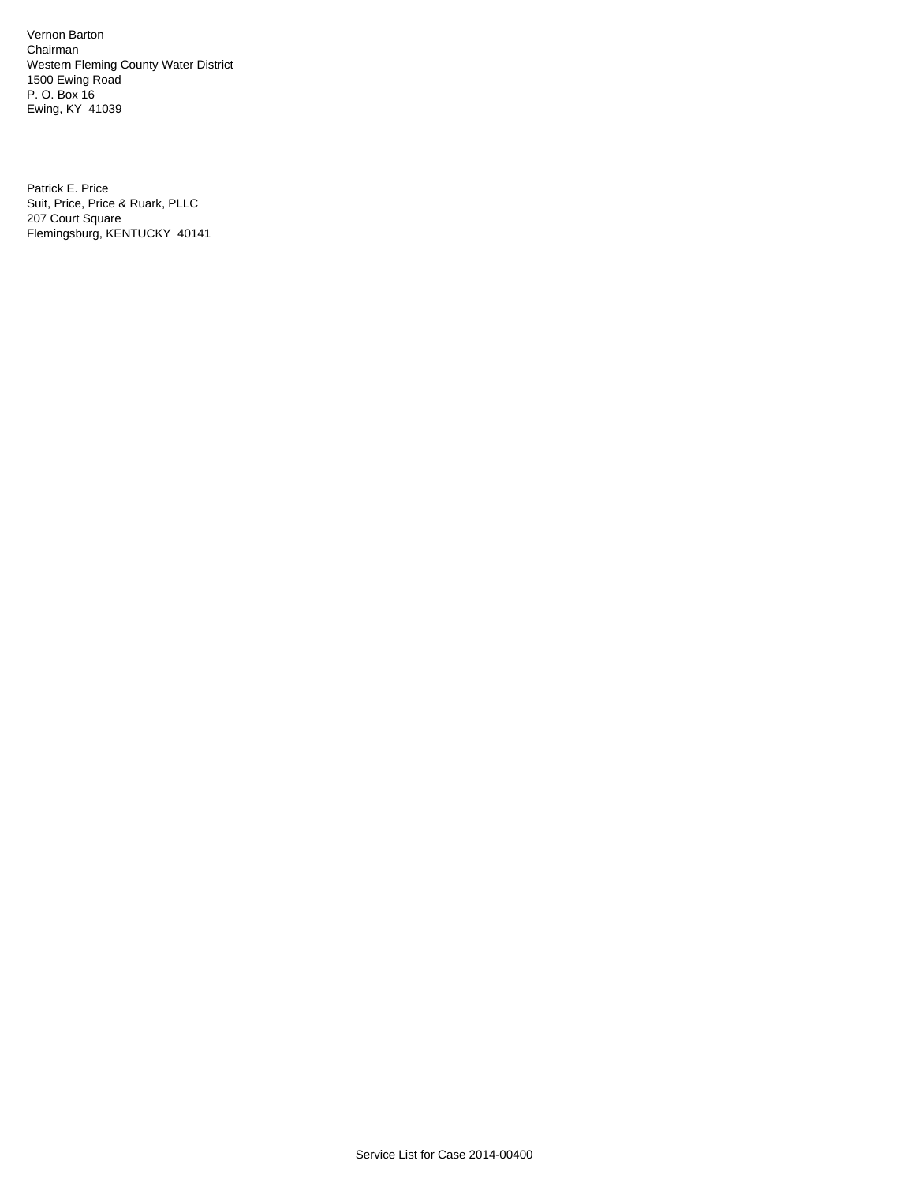Vernon Barton
Chairman
Western Fleming County Water District
1500 Ewing Road
P. O. Box 16
Ewing, KY 41039

Patrick E. Price
Suit, Price, Price & Ruark, PLLC
207 Court Square
Flemingsburg, KENTUCKY 40141

Service List for Case 2014-00400